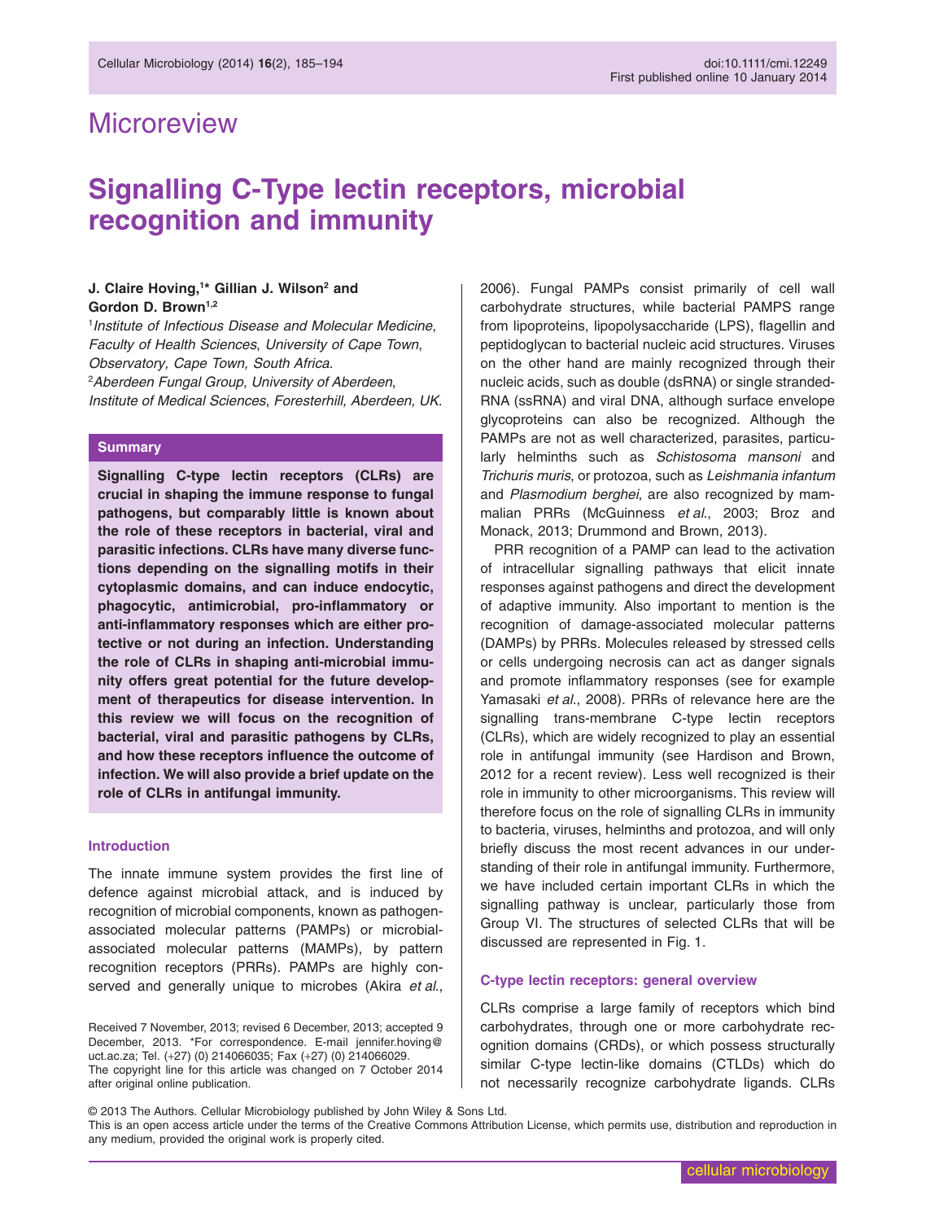# Microreview

# Signalling C-Type lectin receptors, microbial recognition and immunity

**J. Claire Hoving,[1]* Gillian J. Wilson[2] and Gordon D. Brown[1,2]**

[1] *Institute of Infectious Disease and Molecular Medicine, Faculty of Health Sciences, University of Cape Town, Observatory, Cape Town, South Africa.*
[2] *Aberdeen Fungal Group, University of Aberdeen, Institute of Medical Sciences, Foresterhill, Aberdeen, UK.*

## Summary

**Signalling C-type lectin receptors (CLRs) are crucial in shaping the immune response to fungal pathogens, but comparably little is known about the role of these receptors in bacterial, viral and parasitic infections. CLRs have many diverse functions depending on the signalling motifs in their cytoplasmic domains, and can induce endocytic, phagocytic, antimicrobial, pro-inflammatory or anti-inflammatory responses which are either protective or not during an infection. Understanding the role of CLRs in shaping anti-microbial immunity offers great potential for the future development of therapeutics for disease intervention. In this review we will focus on the recognition of bacterial, viral and parasitic pathogens by CLRs, and how these receptors influence the outcome of infection. We will also provide a brief update on the role of CLRs in antifungal immunity.**

## Introduction

The innate immune system provides the first line of defence against microbial attack, and is induced by recognition of microbial components, known as pathogen-associated molecular patterns (PAMPs) or microbial-associated molecular patterns (MAMPs), by pattern recognition receptors (PRRs). PAMPs are highly conserved and generally unique to microbes (Akira *et al*., 2006). Fungal PAMPs consist primarily of cell wall carbohydrate structures, while bacterial PAMPS range from lipoproteins, lipopolysaccharide (LPS), flagellin and peptidoglycan to bacterial nucleic acid structures. Viruses on the other hand are mainly recognized through their nucleic acids, such as double (dsRNA) or single stranded-RNA (ssRNA) and viral DNA, although surface envelope glycoproteins can also be recognized. Although the PAMPs are not as well characterized, parasites, particularly helminths such as *Schistosoma mansoni* and *Trichuris muris*, or protozoa, such as *Leishmania infantum* and *Plasmodium berghei*, are also recognized by mammalian PRRs (McGuinness *et al*., 2003; Broz and Monack, 2013; Drummond and Brown, 2013).

PRR recognition of a PAMP can lead to the activation of intracellular signalling pathways that elicit innate responses against pathogens and direct the development of adaptive immunity. Also important to mention is the recognition of damage-associated molecular patterns (DAMPs) by PRRs. Molecules released by stressed cells or cells undergoing necrosis can act as danger signals and promote inflammatory responses (see for example Yamasaki *et al*., 2008). PRRs of relevance here are the signalling trans-membrane C-type lectin receptors (CLRs), which are widely recognized to play an essential role in antifungal immunity (see Hardison and Brown, 2012 for a recent review). Less well recognized is their role in immunity to other microorganisms. This review will therefore focus on the role of signalling CLRs in immunity to bacteria, viruses, helminths and protozoa, and will only briefly discuss the most recent advances in our understanding of their role in antifungal immunity. Furthermore, we have included certain important CLRs in which the signalling pathway is unclear, particularly those from Group VI. The structures of selected CLRs that will be discussed are represented in Fig. 1.

## C-type lectin receptors: general overview

CLRs comprise a large family of receptors which bind carbohydrates, through one or more carbohydrate recognition domains (CRDs), or which possess structurally similar C-type lectin-like domains (CTLDs) which do not necessarily recognize carbohydrate ligands. CLRs

Received 7 November, 2013; revised 6 December, 2013; accepted 9 December, 2013. *For correspondence. E-mail jennifer.hoving@uct.ac.za; Tel. (+27) (0) 214066035; Fax (+27) (0) 214066029.
The copyright line for this article was changed on 7 October 2014 after original online publication.

© 2013 The Authors. Cellular Microbiology published by John Wiley & Sons Ltd.
This is an open access article under the terms of the Creative Commons Attribution License, which permits use, distribution and reproduction in any medium, provided the original work is properly cited.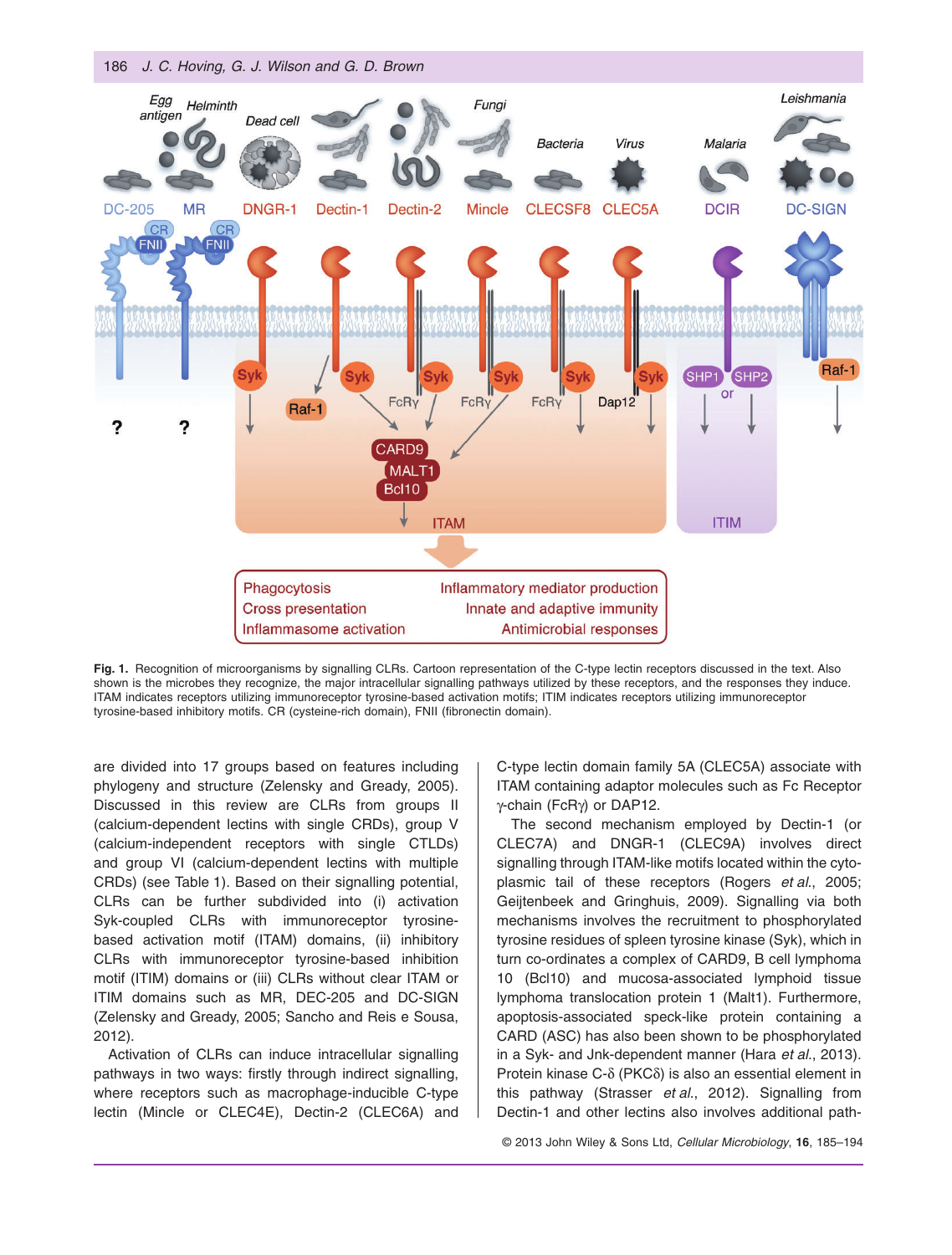Fig. 1. Recognition of microorganisms by signalling CLRs. Cartoon representation of the C-type lectin receptors discussed in the text. Also shown is the microbes they recognize, the major intracellular signalling pathways utilized by these receptors, and the responses they induce. ITAM indicates receptors utilizing immunoreceptor tyrosine-based activation motifs; ITIM indicates receptors utilizing immunoreceptor tyrosine-based inhibitory motifs. CR (cysteine-rich domain), FNII (fibronectin domain).

are divided into 17 groups based on features including phylogeny and structure (Zelensky and Gready, 2005). Discussed in this review are CLRs from groups II (calcium-dependent lectins with single CRDs), group V (calcium-independent receptors with single CTLDs) and group VI (calcium-dependent lectins with multiple CRDs) (see Table 1). Based on their signalling potential, CLRs can be further subdivided into (i) activation Syk-coupled CLRs with immunoreceptor tyrosine-based activation motif (ITAM) domains, (ii) inhibitory CLRs with immunoreceptor tyrosine-based inhibition motif (ITIM) domains or (iii) CLRs without clear ITAM or ITIM domains such as MR, DEC-205 and DC-SIGN (Zelensky and Gready, 2005; Sancho and Reis e Sousa, 2012).

Activation of CLRs can induce intracellular signalling pathways in two ways: firstly through indirect signalling, where receptors such as macrophage-inducible C-type lectin (Mincle or CLEC4E), Dectin-2 (CLEC6A) and C-type lectin domain family 5A (CLEC5A) associate with ITAM containing adaptor molecules such as Fc Receptor γ-chain (FcRγ) or DAP12.

The second mechanism employed by Dectin-1 (or CLEC7A) and DNGR-1 (CLEC9A) involves direct signalling through ITAM-like motifs located within the cytoplasmic tail of these receptors (Rogers *et al.*, 2005; Geijtenbeek and Gringhuis, 2009). Signalling via both mechanisms involves the recruitment to phosphorylated tyrosine residues of spleen tyrosine kinase (Syk), which in turn co-ordinates a complex of CARD9, B cell lymphoma 10 (Bcl10) and mucosa-associated lymphoid tissue lymphoma translocation protein 1 (Malt1). Furthermore, apoptosis-associated speck-like protein containing a CARD (ASC) has also been shown to be phosphorylated in a Syk- and Jnk-dependent manner (Hara *et al.*, 2013). Protein kinase C-δ (PKCδ) is also an essential element in this pathway (Strasser *et al.*, 2012). Signalling from Dectin-1 and other lectins also involves additional path-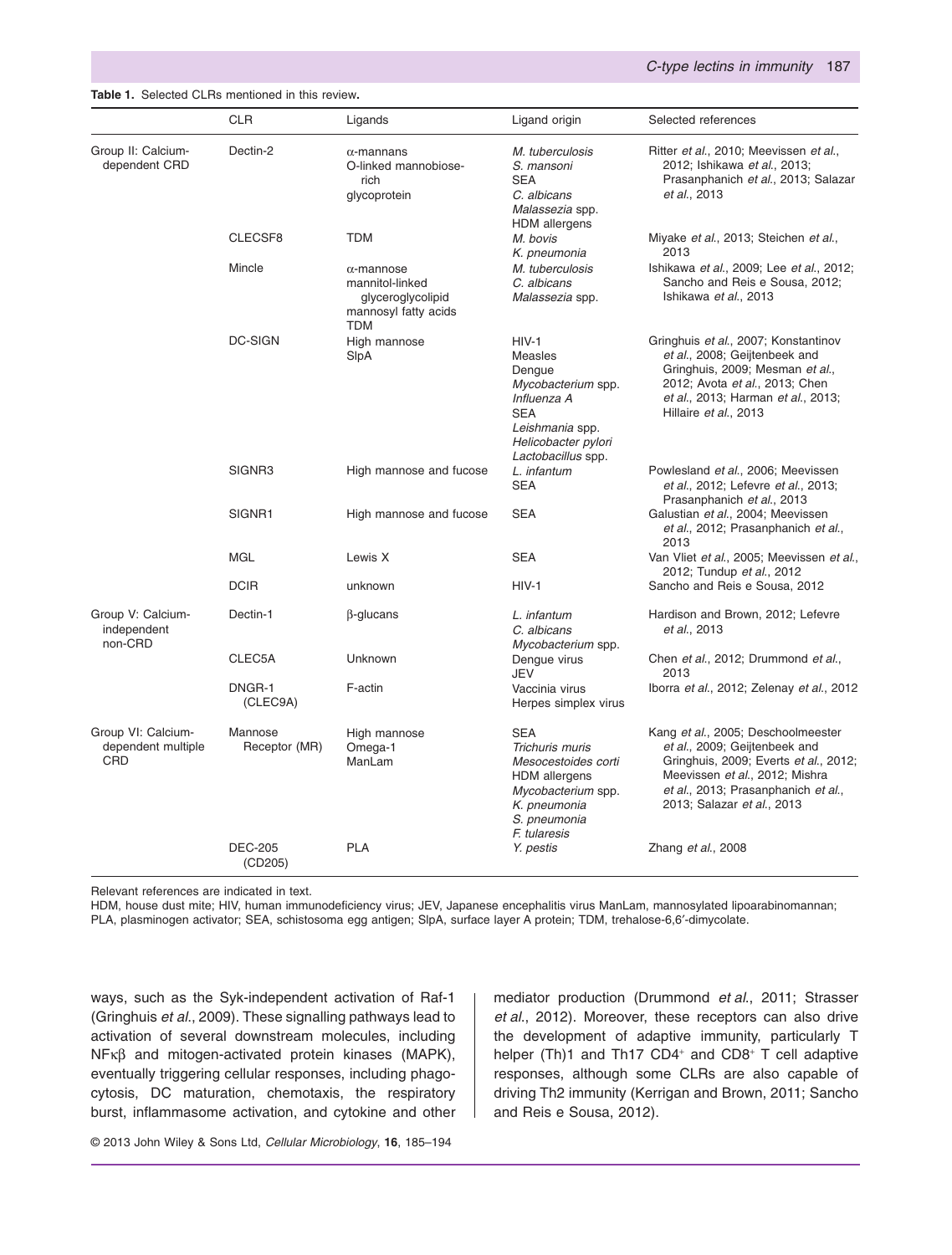**Table 1.** Selected CLRs mentioned in this review.

| | CLR | Ligands | Ligand origin | Selected references |
|---|---|---|---|---|
| Group II: Calcium-dependent CRD | Dectin-2 | α-mannans<br>O-linked mannobiose-rich<br>glycoprotein | *M. tuberculosis*<br>*S. mansoni*<br>SEA<br>*C. albicans*<br>*Malassezia* spp.<br>HDM allergens | Ritter *et al.*, 2010; Meevissen *et al.*, 2012; Ishikawa *et al.*, 2013; Prasanphanich *et al.*, 2013; Salazar *et al.*, 2013 |
| | CLECSF8 | TDM | *M. bovis*<br>*K. pneumonia* | Miyake *et al.*, 2013; Steichen *et al.*, 2013 |
| | Mincle | α-mannose<br>mannitol-linked glyceroglycolipid<br>mannosyl fatty acids<br>TDM | *M. tuberculosis*<br>*C. albicans*<br>*Malassezia* spp. | Ishikawa *et al.*, 2009; Lee *et al.*, 2012; Sancho and Reis e Sousa, 2012; Ishikawa *et al.*, 2013 |
| | DC-SIGN | High mannose<br>SlpA | HIV-1<br>Measles<br>Dengue<br>*Mycobacterium* spp.<br>*Influenza A*<br>SEA<br>*Leishmania* spp.<br>*Helicobacter pylori*<br>*Lactobacillus* spp. | Gringhuis *et al.*, 2007; Konstantinov *et al.*, 2008; Geijtenbeek and Gringhuis, 2009; Mesman *et al.*, 2012; Avota *et al.*, 2013; Chen *et al.*, 2013; Harman *et al.*, 2013; Hillaire *et al.*, 2013 |
| | SIGNR3 | High mannose and fucose | *L. infantum*<br>SEA | Powlesland *et al.*, 2006; Meevissen *et al.*, 2012; Lefevre *et al.*, 2013; Prasanphanich *et al.*, 2013 |
| | SIGNR1 | High mannose and fucose | SEA | Galustian *et al.*, 2004; Meevissen *et al.*, 2012; Prasanphanich *et al.*, 2013 |
| | MGL | Lewis X | SEA | Van Vliet *et al.*, 2005; Meevissen *et al.*, 2012; Tundup *et al.*, 2012 |
| | DCIR | unknown | HIV-1 | Sancho and Reis e Sousa, 2012 |
| Group V: Calcium-independent non-CRD | Dectin-1 | β-glucans | *L. infantum*<br>*C. albicans*<br>*Mycobacterium* spp. | Hardison and Brown, 2012; Lefevre *et al.*, 2013 |
| | CLEC5A | Unknown | Dengue virus<br>JEV | Chen *et al.*, 2012; Drummond *et al.*, 2013 |
| | DNGR-1 (CLEC9A) | F-actin | Vaccinia virus<br>Herpes simplex virus | Iborra *et al.*, 2012; Zelenay *et al.*, 2012 |
| Group VI: Calcium-dependent multiple CRD | Mannose Receptor (MR) | High mannose<br>Omega-1<br>ManLam | SEA<br>*Trichuris muris*<br>*Mesocestoides corti*<br>HDM allergens<br>*Mycobacterium* spp.<br>*K. pneumonia*<br>*S. pneumonia*<br>*F. tularesis* | Kang *et al.*, 2005; Deschoolmeester *et al.*, 2009; Geijtenbeek and Gringhuis, 2009; Everts *et al.*, 2012; Meevissen *et al.*, 2012; Mishra *et al.*, 2013; Prasanphanich *et al.*, 2013; Salazar *et al.*, 2013 |
| | DEC-205 (CD205) | PLA | *Y. pestis* | Zhang *et al.*, 2008 |

Relevant references are indicated in text.
HDM, house dust mite; HIV, human immunodeficiency virus; JEV, Japanese encephalitis virus ManLam, mannosylated lipoarabinomannan; PLA, plasminogen activator; SEA, schistosoma egg antigen; SlpA, surface layer A protein; TDM, trehalose-6,6′-dimycolate.

ways, such as the Syk-independent activation of Raf-1 (Gringhuis *et al.*, 2009). These signalling pathways lead to activation of several downstream molecules, including NFκβ and mitogen-activated protein kinases (MAPK), eventually triggering cellular responses, including phagocytosis, DC maturation, chemotaxis, the respiratory burst, inflammasome activation, and cytokine and other mediator production (Drummond *et al.*, 2011; Strasser *et al.*, 2012). Moreover, these receptors can also drive the development of adaptive immunity, particularly T helper (Th)1 and Th17 $CD4^+$ and $CD8^+$ T cell adaptive responses, although some CLRs are also capable of driving Th2 immunity (Kerrigan and Brown, 2011; Sancho and Reis e Sousa, 2012).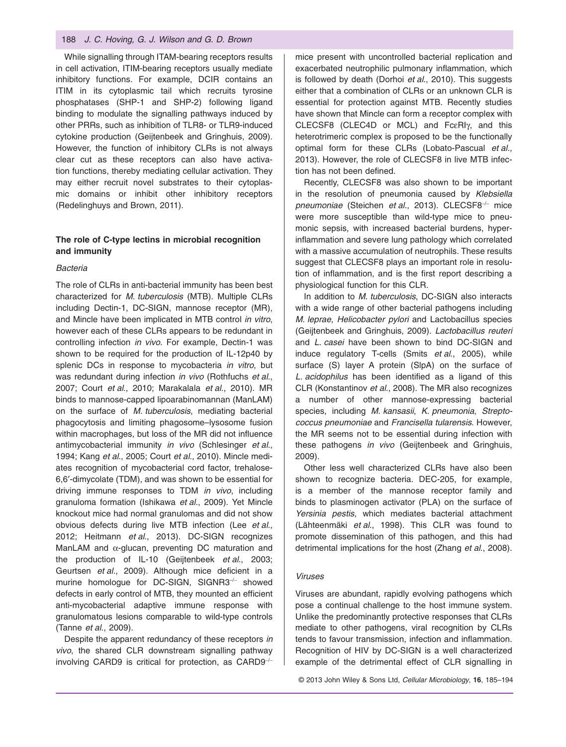While signalling through ITAM-bearing receptors results in cell activation, ITIM-bearing receptors usually mediate inhibitory functions. For example, DCIR contains an ITIM in its cytoplasmic tail which recruits tyrosine phosphatases (SHP-1 and SHP-2) following ligand binding to modulate the signalling pathways induced by other PRRs, such as inhibition of TLR8- or TLR9-induced cytokine production (Geijtenbeek and Gringhuis, 2009). However, the function of inhibitory CLRs is not always clear cut as these receptors can also have activation functions, thereby mediating cellular activation. They may either recruit novel substrates to their cytoplasmic domains or inhibit other inhibitory receptors (Redelinghuys and Brown, 2011).

## The role of C-type lectins in microbial recognition and immunity

### *Bacteria*

The role of CLRs in anti-bacterial immunity has been best characterized for *M. tuberculosis* (MTB). Multiple CLRs including Dectin-1, DC-SIGN, mannose receptor (MR), and Mincle have been implicated in MTB control *in vitro*, however each of these CLRs appears to be redundant in controlling infection *in vivo*. For example, Dectin-1 was shown to be required for the production of IL-12p40 by splenic DCs in response to mycobacteria *in vitro*, but was redundant during infection *in vivo* (Rothfuchs *et al*., 2007; Court *et al*., 2010; Marakalala *et al*., 2010). MR binds to mannose-capped lipoarabinomannan (ManLAM) on the surface of *M. tuberculosis*, mediating bacterial phagocytosis and limiting phagosome–lysosome fusion within macrophages, but loss of the MR did not influence antimycobacterial immunity *in vivo* (Schlesinger *et al*., 1994; Kang *et al*., 2005; Court *et al*., 2010). Mincle mediates recognition of mycobacterial cord factor, trehalose-6,6′-dimycolate (TDM), and was shown to be essential for driving immune responses to TDM *in vivo*, including granuloma formation (Ishikawa *et al*., 2009). Yet Mincle knockout mice had normal granulomas and did not show obvious defects during live MTB infection (Lee *et al*., 2012; Heitmann *et al*., 2013). DC-SIGN recognizes ManLAM and α-glucan, preventing DC maturation and the production of IL-10 (Geijtenbeek *et al*., 2003; Geurtsen *et al*., 2009). Although mice deficient in a murine homologue for DC-SIGN, SIGNR3$^{-/-}$ showed defects in early control of MTB, they mounted an efficient anti-mycobacterial adaptive immune response with granulomatous lesions comparable to wild-type controls (Tanne *et al*., 2009).

Despite the apparent redundancy of these receptors *in vivo*, the shared CLR downstream signalling pathway involving CARD9 is critical for protection, as CARD9$^{-/-}$ mice present with uncontrolled bacterial replication and exacerbated neutrophilic pulmonary inflammation, which is followed by death (Dorhoi *et al*., 2010). This suggests either that a combination of CLRs or an unknown CLR is essential for protection against MTB. Recently studies have shown that Mincle can form a receptor complex with CLECSF8 (CLEC4D or MCL) and FcεRIγ, and this heterotrimeric complex is proposed to be the functionally optimal form for these CLRs (Lobato-Pascual *et al*., 2013). However, the role of CLECSF8 in live MTB infection has not been defined.

Recently, CLECSF8 was also shown to be important in the resolution of pneumonia caused by *Klebsiella pneumoniae* (Steichen *et al*., 2013). CLECSF8$^{-/-}$ mice were more susceptible than wild-type mice to pneumonic sepsis, with increased bacterial burdens, hyperinflammation and severe lung pathology which correlated with a massive accumulation of neutrophils. These results suggest that CLECSF8 plays an important role in resolution of inflammation, and is the first report describing a physiological function for this CLR.

In addition to *M. tuberculosis*, DC-SIGN also interacts with a wide range of other bacterial pathogens including *M. leprae*, *Helicobacter pylori* and Lactobacillus species (Geijtenbeek and Gringhuis, 2009). *Lactobacillus reuteri* and *L. casei* have been shown to bind DC-SIGN and induce regulatory T-cells (Smits *et al*., 2005), while surface (S) layer A protein (SlpA) on the surface of *L. acidophilus* has been identified as a ligand of this CLR (Konstantinov *et al*., 2008). The MR also recognizes a number of other mannose-expressing bacterial species, including *M. kansasii*, *K. pneumonia*, *Streptococcus pneumoniae* and *Francisella tularensis*. However, the MR seems not to be essential during infection with these pathogens *in vivo* (Geijtenbeek and Gringhuis, 2009).

Other less well characterized CLRs have also been shown to recognize bacteria. DEC-205, for example, is a member of the mannose receptor family and binds to plasminogen activator (PLA) on the surface of *Yersinia pestis*, which mediates bacterial attachment (Lähteenmäki *et al*., 1998). This CLR was found to promote dissemination of this pathogen, and this had detrimental implications for the host (Zhang *et al*., 2008).

### *Viruses*

Viruses are abundant, rapidly evolving pathogens which pose a continual challenge to the host immune system. Unlike the predominantly protective responses that CLRs mediate to other pathogens, viral recognition by CLRs tends to favour transmission, infection and inflammation. Recognition of HIV by DC-SIGN is a well characterized example of the detrimental effect of CLR signalling in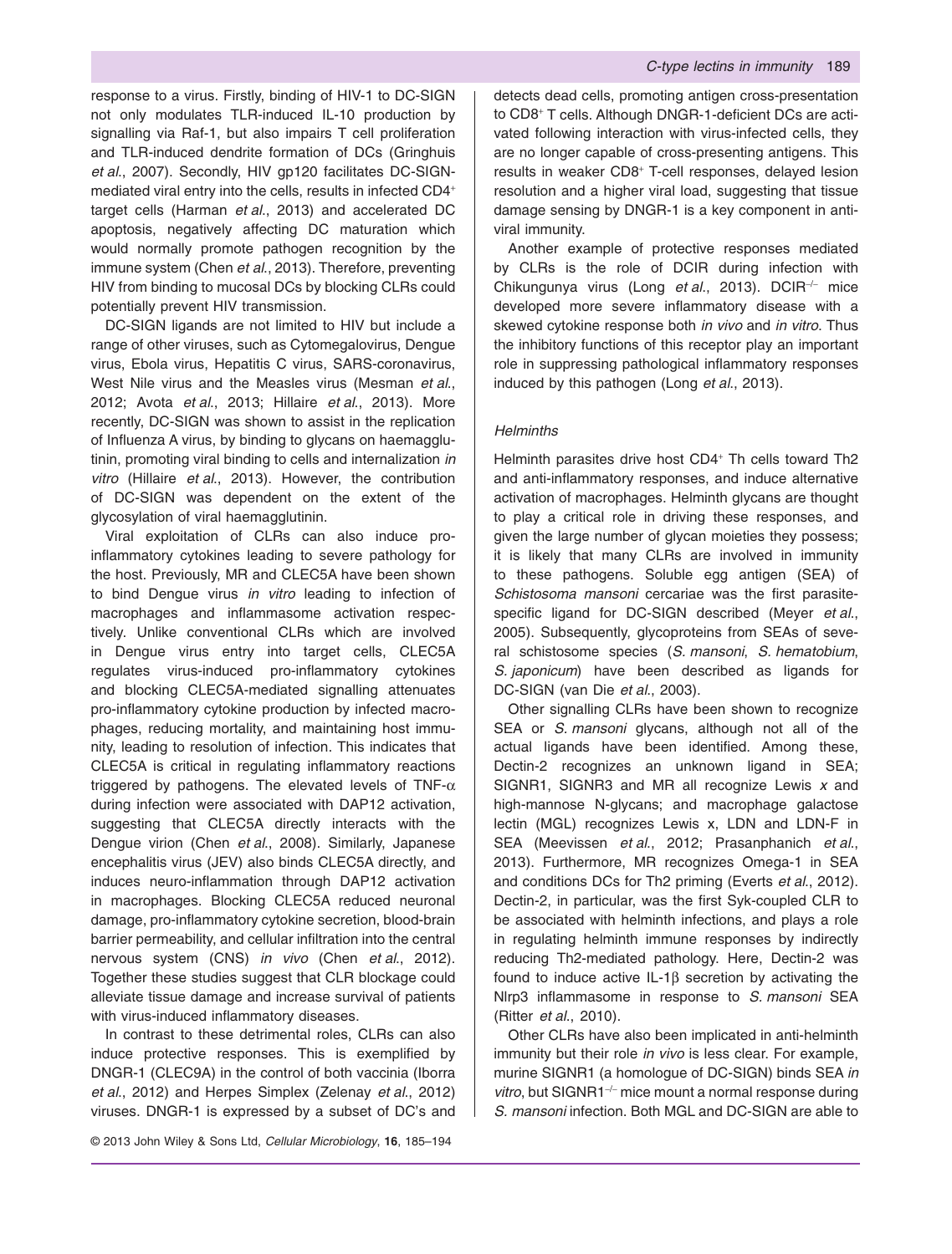response to a virus. Firstly, binding of HIV-1 to DC-SIGN not only modulates TLR-induced IL-10 production by signalling via Raf-1, but also impairs T cell proliferation and TLR-induced dendrite formation of DCs (Gringhuis *et al.*, 2007). Secondly, HIV gp120 facilitates DC-SIGN-mediated viral entry into the cells, results in infected $CD4^+$ target cells (Harman *et al.*, 2013) and accelerated DC apoptosis, negatively affecting DC maturation which would normally promote pathogen recognition by the immune system (Chen *et al.*, 2013). Therefore, preventing HIV from binding to mucosal DCs by blocking CLRs could potentially prevent HIV transmission.

DC-SIGN ligands are not limited to HIV but include a range of other viruses, such as Cytomegalovirus, Dengue virus, Ebola virus, Hepatitis C virus, SARS-coronavirus, West Nile virus and the Measles virus (Mesman *et al.*, 2012; Avota *et al.*, 2013; Hillaire *et al.*, 2013). More recently, DC-SIGN was shown to assist in the replication of Influenza A virus, by binding to glycans on haemagglutinin, promoting viral binding to cells and internalization *in vitro* (Hillaire *et al.*, 2013). However, the contribution of DC-SIGN was dependent on the extent of the glycosylation of viral haemagglutinin.

Viral exploitation of CLRs can also induce pro-inflammatory cytokines leading to severe pathology for the host. Previously, MR and CLEC5A have been shown to bind Dengue virus *in vitro* leading to infection of macrophages and inflammasome activation respectively. Unlike conventional CLRs which are involved in Dengue virus entry into target cells, CLEC5A regulates virus-induced pro-inflammatory cytokines and blocking CLEC5A-mediated signalling attenuates pro-inflammatory cytokine production by infected macrophages, reducing mortality, and maintaining host immunity, leading to resolution of infection. This indicates that CLEC5A is critical in regulating inflammatory reactions triggered by pathogens. The elevated levels of TNF-$\alpha$ during infection were associated with DAP12 activation, suggesting that CLEC5A directly interacts with the Dengue virion (Chen *et al.*, 2008). Similarly, Japanese encephalitis virus (JEV) also binds CLEC5A directly, and induces neuro-inflammation through DAP12 activation in macrophages. Blocking CLEC5A reduced neuronal damage, pro-inflammatory cytokine secretion, blood-brain barrier permeability, and cellular infiltration into the central nervous system (CNS) *in vivo* (Chen *et al.*, 2012). Together these studies suggest that CLR blockage could alleviate tissue damage and increase survival of patients with virus-induced inflammatory diseases.

In contrast to these detrimental roles, CLRs can also induce protective responses. This is exemplified by DNGR-1 (CLEC9A) in the control of both vaccinia (Iborra *et al.*, 2012) and Herpes Simplex (Zelenay *et al.*, 2012) viruses. DNGR-1 is expressed by a subset of DC's and detects dead cells, promoting antigen cross-presentation to $CD8^+$ T cells. Although DNGR-1-deficient DCs are activated following interaction with virus-infected cells, they are no longer capable of cross-presenting antigens. This results in weaker $CD8^+$ T-cell responses, delayed lesion resolution and a higher viral load, suggesting that tissue damage sensing by DNGR-1 is a key component in antiviral immunity.

Another example of protective responses mediated by CLRs is the role of DCIR during infection with Chikungunya virus (Long *et al.*, 2013). $DCIR^{-/-}$ mice developed more severe inflammatory disease with a skewed cytokine response both *in vivo* and *in vitro*. Thus the inhibitory functions of this receptor play an important role in suppressing pathological inflammatory responses induced by this pathogen (Long *et al.*, 2013).

### *Helminths*

Helminth parasites drive host $CD4^+$ Th cells toward Th2 and anti-inflammatory responses, and induce alternative activation of macrophages. Helminth glycans are thought to play a critical role in driving these responses, and given the large number of glycan moieties they possess; it is likely that many CLRs are involved in immunity to these pathogens. Soluble egg antigen (SEA) of *Schistosoma mansoni* cercariae was the first parasite-specific ligand for DC-SIGN described (Meyer *et al.*, 2005). Subsequently, glycoproteins from SEAs of several schistosome species (*S. mansoni*, *S. hematobium*, *S. japonicum*) have been described as ligands for DC-SIGN (van Die *et al.*, 2003).

Other signalling CLRs have been shown to recognize SEA or *S. mansoni* glycans, although not all of the actual ligands have been identified. Among these, Dectin-2 recognizes an unknown ligand in SEA; SIGNR1, SIGNR3 and MR all recognize Lewis *x* and high-mannose N-glycans; and macrophage galactose lectin (MGL) recognizes Lewis x, LDN and LDN-F in SEA (Meevissen *et al.*, 2012; Prasanphanich *et al.*, 2013). Furthermore, MR recognizes Omega-1 in SEA and conditions DCs for Th2 priming (Everts *et al.*, 2012). Dectin-2, in particular, was the first Syk-coupled CLR to be associated with helminth infections, and plays a role in regulating helminth immune responses by indirectly reducing Th2-mediated pathology. Here, Dectin-2 was found to induce active IL-1$\beta$ secretion by activating the Nlrp3 inflammasome in response to *S. mansoni* SEA (Ritter *et al.*, 2010).

Other CLRs have also been implicated in anti-helminth immunity but their role *in vivo* is less clear. For example, murine SIGNR1 (a homologue of DC-SIGN) binds SEA *in vitro*, but $SIGNR1^{-/-}$ mice mount a normal response during *S. mansoni* infection. Both MGL and DC-SIGN are able to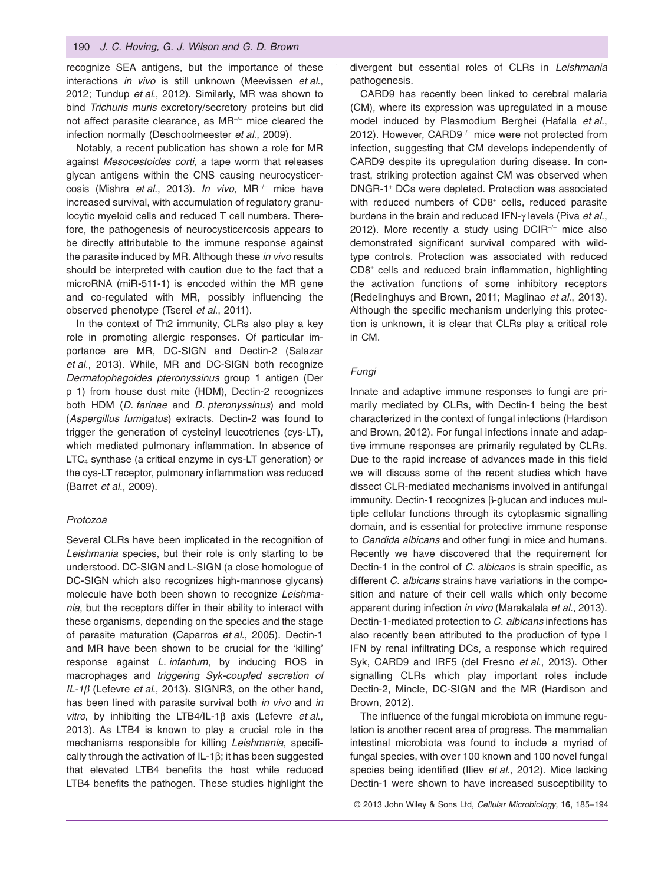recognize SEA antigens, but the importance of these interactions *in vivo* is still unknown (Meevissen *et al.*, 2012; Tundup *et al.*, 2012). Similarly, MR was shown to bind *Trichuris muris* excretory/secretory proteins but did not affect parasite clearance, as $MR^{-/-}$ mice cleared the infection normally (Deschoolmeester *et al.*, 2009).

Notably, a recent publication has shown a role for MR against *Mesocestoides corti*, a tape worm that releases glycan antigens within the CNS causing neurocysticercosis (Mishra *et al.*, 2013). *In vivo*, $MR^{-/-}$ mice have increased survival, with accumulation of regulatory granulocytic myeloid cells and reduced T cell numbers. Therefore, the pathogenesis of neurocysticercosis appears to be directly attributable to the immune response against the parasite induced by MR. Although these *in vivo* results should be interpreted with caution due to the fact that a microRNA (miR-511-1) is encoded within the MR gene and co-regulated with MR, possibly influencing the observed phenotype (Tserel *et al.*, 2011).

In the context of Th2 immunity, CLRs also play a key role in promoting allergic responses. Of particular importance are MR, DC-SIGN and Dectin-2 (Salazar *et al.*, 2013). While, MR and DC-SIGN both recognize *Dermatophagoides pteronyssinus* group 1 antigen (Der p 1) from house dust mite (HDM), Dectin-2 recognizes both HDM (*D. farinae* and *D. pteronyssinus*) and mold (*Aspergillus fumigatus*) extracts. Dectin-2 was found to trigger the generation of cysteinyl leucotrienes (cys-LT), which mediated pulmonary inflammation. In absence of $LTC_4$ synthase (a critical enzyme in cys-LT generation) or the cys-LT receptor, pulmonary inflammation was reduced (Barret *et al.*, 2009).

### *Protozoa*

Several CLRs have been implicated in the recognition of *Leishmania* species, but their role is only starting to be understood. DC-SIGN and L-SIGN (a close homologue of DC-SIGN which also recognizes high-mannose glycans) molecule have both been shown to recognize *Leishmania*, but the receptors differ in their ability to interact with these organisms, depending on the species and the stage of parasite maturation (Caparros *et al.*, 2005). Dectin-1 and MR have been shown to be crucial for the 'killing' response against *L. infantum*, by inducing ROS in macrophages and *triggering Syk-coupled secretion of IL-1β* (Lefevre *et al.*, 2013). SIGNR3, on the other hand, has been lined with parasite survival both *in vivo* and *in vitro*, by inhibiting the LTB4/IL-1β axis (Lefevre *et al.*, 2013). As LTB4 is known to play a crucial role in the mechanisms responsible for killing *Leishmania*, specifically through the activation of IL-1β; it has been suggested that elevated LTB4 benefits the host while reduced LTB4 benefits the pathogen. These studies highlight the divergent but essential roles of CLRs in *Leishmania* pathogenesis.

CARD9 has recently been linked to cerebral malaria (CM), where its expression was upregulated in a mouse model induced by Plasmodium Berghei (Hafalla *et al.*, 2012). However, $CARD9^{-/-}$ mice were not protected from infection, suggesting that CM develops independently of CARD9 despite its upregulation during disease. In contrast, striking protection against CM was observed when $DNGR-1^{+}$ DCs were depleted. Protection was associated with reduced numbers of $CD8^{+}$ cells, reduced parasite burdens in the brain and reduced IFN-γ levels (Piva *et al.*, 2012). More recently a study using $DCIR^{-/-}$ mice also demonstrated significant survival compared with wild-type controls. Protection was associated with reduced $CD8^{+}$ cells and reduced brain inflammation, highlighting the activation functions of some inhibitory receptors (Redelinghuys and Brown, 2011; Maglinao *et al.*, 2013). Although the specific mechanism underlying this protection is unknown, it is clear that CLRs play a critical role in CM.

### *Fungi*

Innate and adaptive immune responses to fungi are primarily mediated by CLRs, with Dectin-1 being the best characterized in the context of fungal infections (Hardison and Brown, 2012). For fungal infections innate and adaptive immune responses are primarily regulated by CLRs. Due to the rapid increase of advances made in this field we will discuss some of the recent studies which have dissect CLR-mediated mechanisms involved in antifungal immunity. Dectin-1 recognizes β-glucan and induces multiple cellular functions through its cytoplasmic signalling domain, and is essential for protective immune response to *Candida albicans* and other fungi in mice and humans. Recently we have discovered that the requirement for Dectin-1 in the control of *C. albicans* is strain specific, as different *C. albicans* strains have variations in the composition and nature of their cell walls which only become apparent during infection *in vivo* (Marakalala *et al.*, 2013). Dectin-1-mediated protection to *C. albicans* infections has also recently been attributed to the production of type I IFN by renal infiltrating DCs, a response which required Syk, CARD9 and IRF5 (del Fresno *et al.*, 2013). Other signalling CLRs which play important roles include Dectin-2, Mincle, DC-SIGN and the MR (Hardison and Brown, 2012).

The influence of the fungal microbiota on immune regulation is another recent area of progress. The mammalian intestinal microbiota was found to include a myriad of fungal species, with over 100 known and 100 novel fungal species being identified (Iliev *et al.*, 2012). Mice lacking Dectin-1 were shown to have increased susceptibility to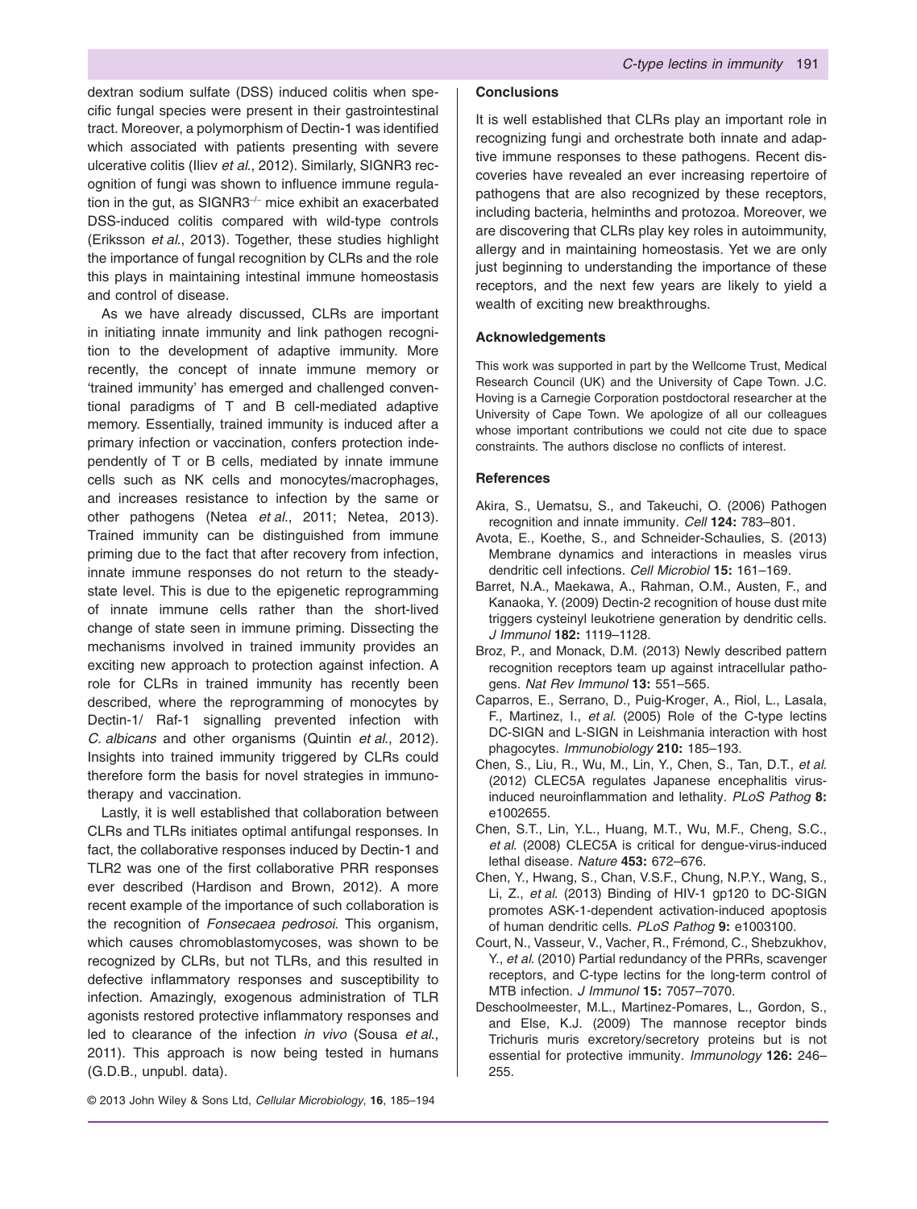dextran sodium sulfate (DSS) induced colitis when specific fungal species were present in their gastrointestinal tract. Moreover, a polymorphism of Dectin-1 was identified which associated with patients presenting with severe ulcerative colitis (Iliev *et al.*, 2012). Similarly, SIGNR3 recognition of fungi was shown to influence immune regulation in the gut, as SIGNR3$^{-/-}$ mice exhibit an exacerbated DSS-induced colitis compared with wild-type controls (Eriksson *et al.*, 2013). Together, these studies highlight the importance of fungal recognition by CLRs and the role this plays in maintaining intestinal immune homeostasis and control of disease.

As we have already discussed, CLRs are important in initiating innate immunity and link pathogen recognition to the development of adaptive immunity. More recently, the concept of innate immune memory or 'trained immunity' has emerged and challenged conventional paradigms of T and B cell-mediated adaptive memory. Essentially, trained immunity is induced after a primary infection or vaccination, confers protection independently of T or B cells, mediated by innate immune cells such as NK cells and monocytes/macrophages, and increases resistance to infection by the same or other pathogens (Netea *et al.*, 2011; Netea, 2013). Trained immunity can be distinguished from immune priming due to the fact that after recovery from infection, innate immune responses do not return to the steady-state level. This is due to the epigenetic reprogramming of innate immune cells rather than the short-lived change of state seen in immune priming. Dissecting the mechanisms involved in trained immunity provides an exciting new approach to protection against infection. A role for CLRs in trained immunity has recently been described, where the reprogramming of monocytes by Dectin-1/ Raf-1 signalling prevented infection with *C. albicans* and other organisms (Quintin *et al.*, 2012). Insights into trained immunity triggered by CLRs could therefore form the basis for novel strategies in immunotherapy and vaccination.

Lastly, it is well established that collaboration between CLRs and TLRs initiates optimal antifungal responses. In fact, the collaborative responses induced by Dectin-1 and TLR2 was one of the first collaborative PRR responses ever described (Hardison and Brown, 2012). A more recent example of the importance of such collaboration is the recognition of *Fonsecaea pedrosoi*. This organism, which causes chromoblastomycoses, was shown to be recognized by CLRs, but not TLRs, and this resulted in defective inflammatory responses and susceptibility to infection. Amazingly, exogenous administration of TLR agonists restored protective inflammatory responses and led to clearance of the infection *in vivo* (Sousa *et al.*, 2011). This approach is now being tested in humans (G.D.B., unpubl. data).

## Conclusions

It is well established that CLRs play an important role in recognizing fungi and orchestrate both innate and adaptive immune responses to these pathogens. Recent discoveries have revealed an ever increasing repertoire of pathogens that are also recognized by these receptors, including bacteria, helminths and protozoa. Moreover, we are discovering that CLRs play key roles in autoimmunity, allergy and in maintaining homeostasis. Yet we are only just beginning to understanding the importance of these receptors, and the next few years are likely to yield a wealth of exciting new breakthroughs.

## Acknowledgements

This work was supported in part by the Wellcome Trust, Medical Research Council (UK) and the University of Cape Town. J.C. Hoving is a Carnegie Corporation postdoctoral researcher at the University of Cape Town. We apologize of all our colleagues whose important contributions we could not cite due to space constraints. The authors disclose no conflicts of interest.

## References

Akira, S., Uematsu, S., and Takeuchi, O. (2006) Pathogen recognition and innate immunity. *Cell* **124:** 783–801.

Avota, E., Koethe, S., and Schneider-Schaulies, S. (2013) Membrane dynamics and interactions in measles virus dendritic cell infections. *Cell Microbiol* **15:** 161–169.

Barret, N.A., Maekawa, A., Rahman, O.M., Austen, F., and Kanaoka, Y. (2009) Dectin-2 recognition of house dust mite triggers cysteinyl leukotriene generation by dendritic cells. *J Immunol* **182:** 1119–1128.

Broz, P., and Monack, D.M. (2013) Newly described pattern recognition receptors team up against intracellular pathogens. *Nat Rev Immunol* **13:** 551–565.

Caparros, E., Serrano, D., Puig-Kroger, A., Riol, L., Lasala, F., Martinez, I., *et al.* (2005) Role of the C-type lectins DC-SIGN and L-SIGN in Leishmania interaction with host phagocytes. *Immunobiology* **210:** 185–193.

Chen, S., Liu, R., Wu, M., Lin, Y., Chen, S., Tan, D.T., *et al.* (2012) CLEC5A regulates Japanese encephalitis virus-induced neuroinflammation and lethality. *PLoS Pathog* **8:** e1002655.

Chen, S.T., Lin, Y.L., Huang, M.T., Wu, M.F., Cheng, S.C., *et al.* (2008) CLEC5A is critical for dengue-virus-induced lethal disease. *Nature* **453:** 672–676.

Chen, Y., Hwang, S., Chan, V.S.F., Chung, N.P.Y., Wang, S., Li, Z., *et al.* (2013) Binding of HIV-1 gp120 to DC-SIGN promotes ASK-1-dependent activation-induced apoptosis of human dendritic cells. *PLoS Pathog* **9:** e1003100.

Court, N., Vasseur, V., Vacher, R., Frémond, C., Shebzukhov, Y., *et al.* (2010) Partial redundancy of the PRRs, scavenger receptors, and C-type lectins for the long-term control of MTB infection. *J Immunol* **15:** 7057–7070.

Deschoolmeester, M.L., Martinez-Pomares, L., Gordon, S., and Else, K.J. (2009) The mannose receptor binds Trichuris muris excretory/secretory proteins but is not essential for protective immunity. *Immunology* **126:** 246–255.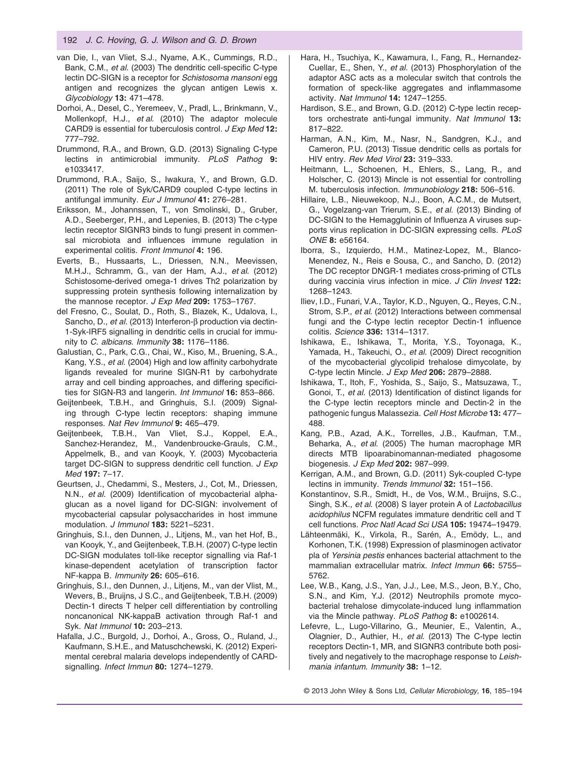van Die, I., van Vliet, S.J., Nyame, A.K., Cummings, R.D., Bank, C.M., *et al.* (2003) The dendritic cell-specific C-type lectin DC-SIGN is a receptor for *Schistosoma mansoni* egg antigen and recognizes the glycan antigen Lewis x. *Glycobiology* **13:** 471–478.

Dorhoi, A., Desel, C., Yeremeev, V., Pradl, L., Brinkmann, V., Mollenkopf, H.J., *et al.* (2010) The adaptor molecule CARD9 is essential for tuberculosis control. *J Exp Med* **12:** 777–792.

Drummond, R.A., and Brown, G.D. (2013) Signaling C-type lectins in antimicrobial immunity. *PLoS Pathog* **9:** e1033417.

Drummond, R.A., Saijo, S., Iwakura, Y., and Brown, G.D. (2011) The role of Syk/CARD9 coupled C-type lectins in antifungal immunity. *Eur J Immunol* **41:** 276–281.

Eriksson, M., Johannssen, T., von Smolinski, D., Gruber, A.D., Seeberger, P.H., and Lepenies, B. (2013) The c-type lectin receptor SIGNR3 binds to fungi present in commensal microbiota and influences immune regulation in experimental colitis. *Front Immunol* **4:** 196.

Everts, B., Hussaarts, L., Driessen, N.N., Meevissen, M.H.J., Schramm, G., van der Ham, A.J., *et al.* (2012) Schistosome-derived omega-1 drives Th2 polarization by suppressing protein synthesis following internalization by the mannose receptor. *J Exp Med* **209:** 1753–1767.

del Fresno, C., Soulat, D., Roth, S., Blazek, K., Udalova, I., Sancho, D., *et al.* (2013) Interferon-β production via dectin-1-Syk-IRF5 signalling in dendritic cells in crucial for immunity to *C. albicans*. *Immunity* **38:** 1176–1186.

Galustian, C., Park, C.G., Chai, W., Kiso, M., Bruening, S.A., Kang, Y.S., *et al.* (2004) High and low affinity carbohydrate ligands revealed for murine SIGN-R1 by carbohydrate array and cell binding approaches, and differing specificities for SIGN-R3 and langerin. *Int Immunol* **16:** 853–866.

Geijtenbeek, T.B.H., and Gringhuis, S.I. (2009) Signalling through C-type lectin receptors: shaping immune responses. *Nat Rev Immunol* **9:** 465–479.

Geijtenbeek, T.B.H., Van Vliet, S.J., Koppel, E.A., Sanchez-Herandez, M., Vandenbroucke-Grauls, C.M., Appelmelk, B., and van Kooyk, Y. (2003) Mycobacteria target DC-SIGN to suppress dendritic cell function. *J Exp Med* **197:** 7–17.

Geurtsen, J., Chedammi, S., Mesters, J., Cot, M., Driessen, N.N., *et al.* (2009) Identification of mycobacterial alpha-glucan as a novel ligand for DC-SIGN: involvement of mycobacterial capsular polysaccharides in host immune modulation. *J Immunol* **183:** 5221–5231.

Gringhuis, S.I., den Dunnen, J., Litjens, M., van het Hof, B., van Kooyk, Y., and Geijtenbeek, T.B.H. (2007) C-type lectin DC-SIGN modulates toll-like receptor signalling via Raf-1 kinase-dependent acetylation of transcription factor NF-kappa B. *Immunity* **26:** 605–616.

Gringhuis, S.I., den Dunnen, J., Litjens, M., van der Vlist, M., Wevers, B., Bruijns, J S.C., and Geijtenbeek, T.B.H. (2009) Dectin-1 directs T helper cell differentiation by controlling noncanonical NK-kappaB activation through Raf-1 and Syk. *Nat Immunol* **10:** 203–213.

Hafalla, J.C., Burgold, J., Dorhoi, A., Gross, O., Ruland, J., Kaufmann, S.H.E., and Matuschchewski, K. (2012) Experimental cerebral malaria develops independently of CARD-signalling. *Infect Immun* **80:** 1274–1279.

Hara, H., Tsuchiya, K., Kawamura, I., Fang, R., Hernandez-Cuellar, E., Shen, Y., *et al.* (2013) Phosphorylation of the adaptor ASC acts as a molecular switch that controls the formation of speck-like aggregates and inflammasome activity. *Nat Immunol* **14:** 1247–1255.

Hardison, S.E., and Brown, G.D. (2012) C-type lectin receptors orchestrate anti-fungal immunity. *Nat Immunol* **13:** 817–822.

Harman, A.N., Kim, M., Nasr, N., Sandgren, K.J., and Cameron, P.U. (2013) Tissue dendritic cells as portals for HIV entry. *Rev Med Virol* **23:** 319–333.

Heitmann, L., Schoenen, H., Ehlers, S., Lang, R., and Holscher, C. (2013) Mincle is not essential for controlling M. tuberculosis infection. *Immunobiology* **218:** 506–516.

Hillaire, L.B., Nieuwekoop, N.J., Boon, A.C.M., de Mutsert, G., Vogelzang-van Trierum, S.E., *et al.* (2013) Binding of DC-SIGN to the Hemagglutinin of Influenza A viruses supports virus replication in DC-SIGN expressing cells. *PLoS ONE* **8:** e56164.

Iborra, S., Izquierdo, H.M., Matinez-Lopez, M., Blanco-Menendez, N., Reis e Sousa, C., and Sancho, D. (2012) The DC receptor DNGR-1 mediates cross-priming of CTLs during vaccinia virus infection in mice. *J Clin Invest* **122:** 1268–1243.

Iliev, I.D., Funari, V.A., Taylor, K.D., Nguyen, Q., Reyes, C.N., Strom, S.P., *et al.* (2012) Interactions between commensal fungi and the C-type lectin receptor Dectin-1 influence colitis. *Science* **336:** 1314–1317.

Ishikawa, E., Ishikawa, T., Morita, Y.S., Toyonaga, K., Yamada, H., Takeuchi, O., *et al.* (2009) Direct recognition of the mycobacterial glycolipid trehalose dimycolate, by C-type lectin Mincle. *J Exp Med* **206:** 2879–2888.

Ishikawa, T., Itoh, F., Yoshida, S., Saijo, S., Matsuzawa, T., Gonoi, T., *et al.* (2013) Identification of distinct ligands for the C-type lectin receptors mincle and Dectin-2 in the pathogenic fungus Malassezia. *Cell Host Microbe* **13:** 477–488.

Kang, P.B., Azad, A.K., Torrelles, J.B., Kaufman, T.M., Beharka, A., *et al.* (2005) The human macrophage MR directs MTB lipoarabinomannan-mediated phagosome biogenesis. *J Exp Med* **202:** 987–999.

Kerrigan, A.M., and Brown, G.D. (2011) Syk-coupled C-type lectins in immunity. *Trends Immunol* **32:** 151–156.

Konstantinov, S.R., Smidt, H., de Vos, W.M., Bruijns, S.C., Singh, S.K., *et al.* (2008) S layer protein A of *Lactobacillus acidophilus* NCFM regulates immature dendritic cell and T cell functions. *Proc Natl Acad Sci USA* **105:** 19474–19479.

Lähteenmäki, K., Virkola, R., Sarén, A., Emödy, L., and Korhonen, T.K. (1998) Expression of plasminogen activator pla of *Yersinia pestis* enhances bacterial attachment to the mammalian extracellular matrix. *Infect Immun* **66:** 5755–5762.

Lee, W.B., Kang, J.S., Yan, J.J., Lee, M.S., Jeon, B.Y., Cho, S.N., and Kim, Y.J. (2012) Neutrophils promote mycobacterial trehalose dimycolate-induced lung inflammation via the Mincle pathway. *PLoS Pathog* **8:** e1002614.

Lefevre, L., Lugo-Villarino, G., Meunier, E., Valentin, A., Olagnier, D., Authier, H., *et al.* (2013) The C-type lectin receptors Dectin-1, MR, and SIGNR3 contribute both positively and negatively to the macrophage response to *Leishmania infantum*. *Immunity* **38:** 1–12.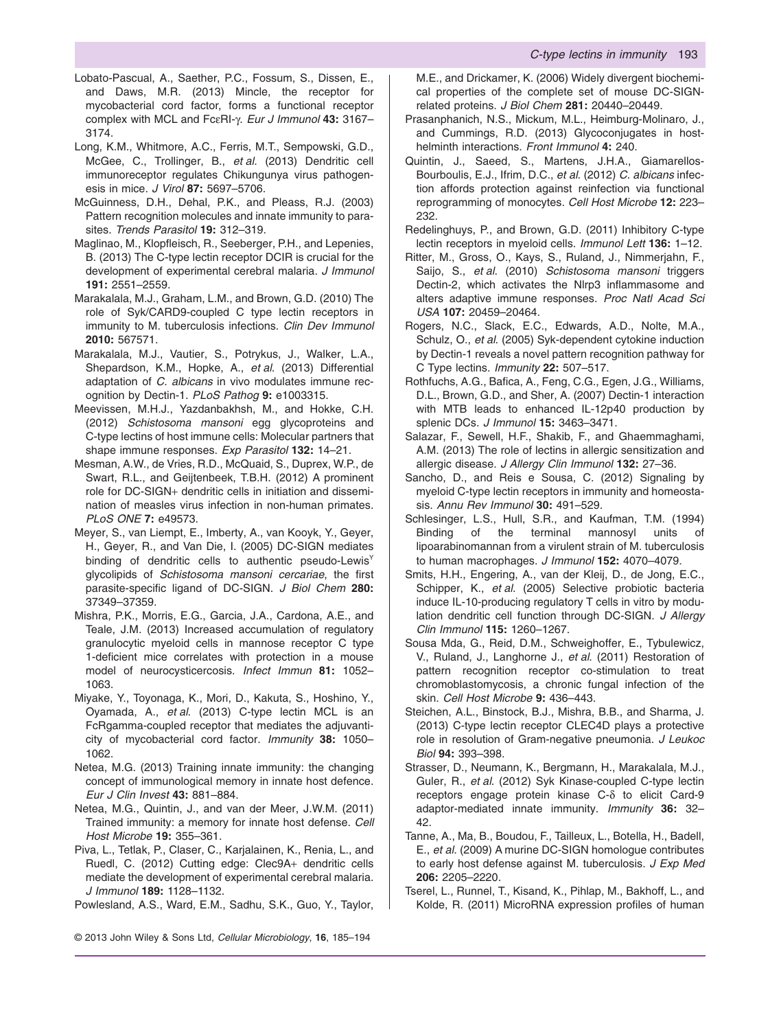Lobato-Pascual, A., Saether, P.C., Fossum, S., Dissen, E., and Daws, M.R. (2013) Mincle, the receptor for mycobacterial cord factor, forms a functional receptor complex with MCL and FcεRI-γ. *Eur J Immunol* **43:** 3167–3174.

Long, K.M., Whitmore, A.C., Ferris, M.T., Sempowski, G.D., McGee, C., Trollinger, B., *et al.* (2013) Dendritic cell immunoreceptor regulates Chikungunya virus pathogenesis in mice. *J Virol* **87:** 5697–5706.

McGuinness, D.H., Dehal, P.K., and Pleass, R.J. (2003) Pattern recognition molecules and innate immunity to parasites. *Trends Parasitol* **19:** 312–319.

Maglinao, M., Klopfleisch, R., Seeberger, P.H., and Lepenies, B. (2013) The C-type lectin receptor DCIR is crucial for the development of experimental cerebral malaria. *J Immunol* **191:** 2551–2559.

Marakalala, M.J., Graham, L.M., and Brown, G.D. (2010) The role of Syk/CARD9-coupled C type lectin receptors in immunity to M. tuberculosis infections. *Clin Dev Immunol* **2010:** 567571.

Marakalala, M.J., Vautier, S., Potrykus, J., Walker, L.A., Shepardson, K.M., Hopke, A., *et al.* (2013) Differential adaptation of *C. albicans* in vivo modulates immune recognition by Dectin-1. *PLoS Pathog* **9:** e1003315.

Meevissen, M.H.J., Yazdanbakhsh, M., and Hokke, C.H. (2012) *Schistosoma mansoni* egg glycoproteins and C-type lectins of host immune cells: Molecular partners that shape immune responses. *Exp Parasitol* **132:** 14–21.

Mesman, A.W., de Vries, R.D., McQuaid, S., Duprex, W.P., de Swart, R.L., and Geijtenbeek, T.B.H. (2012) A prominent role for DC-SIGN+ dendritic cells in initiation and dissemination of measles virus infection in non-human primates. *PLoS ONE* **7:** e49573.

Meyer, S., van Liempt, E., Imberty, A., van Kooyk, Y., Geyer, H., Geyer, R., and Van Die, I. (2005) DC-SIGN mediates binding of dendritic cells to authentic pseudo-Lewis$^{Y}$ glycolipids of *Schistosoma mansoni cercariae*, the first parasite-specific ligand of DC-SIGN. *J Biol Chem* **280:** 37349–37359.

Mishra, P.K., Morris, E.G., Garcia, J.A., Cardona, A.E., and Teale, J.M. (2013) Increased accumulation of regulatory granulocytic myeloid cells in mannose receptor C type 1-deficient mice correlates with protection in a mouse model of neurocysticercosis. *Infect Immun* **81:** 1052–1063.

Miyake, Y., Toyonaga, K., Mori, D., Kakuta, S., Hoshino, Y., Oyamada, A., *et al.* (2013) C-type lectin MCL is an FcRgamma-coupled receptor that mediates the adjuvanticity of mycobacterial cord factor. *Immunity* **38:** 1050–1062.

Netea, M.G. (2013) Training innate immunity: the changing concept of immunological memory in innate host defence. *Eur J Clin Invest* **43:** 881–884.

Netea, M.G., Quintin, J., and van der Meer, J.W.M. (2011) Trained immunity: a memory for innate host defense. *Cell Host Microbe* **19:** 355–361.

Piva, L., Tetlak, P., Claser, C., Karjalainen, K., Renia, L., and Ruedl, C. (2012) Cutting edge: Clec9A+ dendritic cells mediate the development of experimental cerebral malaria. *J Immunol* **189:** 1128–1132.

Powlesland, A.S., Ward, E.M., Sadhu, S.K., Guo, Y., Taylor, M.E., and Drickamer, K. (2006) Widely divergent biochemical properties of the complete set of mouse DC-SIGN-related proteins. *J Biol Chem* **281:** 20440–20449.

Prasanphanich, N.S., Mickum, M.L., Heimburg-Molinaro, J., and Cummings, R.D. (2013) Glycoconjugates in host-helminth interactions. *Front Immunol* **4:** 240.

Quintin, J., Saeed, S., Martens, J.H.A., Giamarellos-Bourboulis, E.J., Ifrim, D.C., *et al.* (2012) *C. albicans* infection affords protection against reinfection via functional reprogramming of monocytes. *Cell Host Microbe* **12:** 223–232.

Redelinghuys, P., and Brown, G.D. (2011) Inhibitory C-type lectin receptors in myeloid cells. *Immunol Lett* **136:** 1–12.

Ritter, M., Gross, O., Kays, S., Ruland, J., Nimmerjahn, F., Saijo, S., *et al.* (2010) *Schistosoma mansoni* triggers Dectin-2, which activates the Nlrp3 inflammasome and alters adaptive immune responses. *Proc Natl Acad Sci USA* **107:** 20459–20464.

Rogers, N.C., Slack, E.C., Edwards, A.D., Nolte, M.A., Schulz, O., *et al.* (2005) Syk-dependent cytokine induction by Dectin-1 reveals a novel pattern recognition pathway for C Type lectins. *Immunity* **22:** 507–517.

Rothfuchs, A.G., Bafica, A., Feng, C.G., Egen, J.G., Williams, D.L., Brown, G.D., and Sher, A. (2007) Dectin-1 interaction with MTB leads to enhanced IL-12p40 production by splenic DCs. *J Immunol* **15:** 3463–3471.

Salazar, F., Sewell, H.F., Shakib, F., and Ghaemmaghami, A.M. (2013) The role of lectins in allergic sensitization and allergic disease. *J Allergy Clin Immunol* **132:** 27–36.

Sancho, D., and Reis e Sousa, C. (2012) Signaling by myeloid C-type lectin receptors in immunity and homeostasis. *Annu Rev Immunol* **30:** 491–529.

Schlesinger, L.S., Hull, S.R., and Kaufman, T.M. (1994) Binding of the terminal mannosyl units of lipoarabinomannan from a virulent strain of M. tuberculosis to human macrophages. *J Immunol* **152:** 4070–4079.

Smits, H.H., Engering, A., van der Kleij, D., de Jong, E.C., Schipper, K., *et al.* (2005) Selective probiotic bacteria induce IL-10-producing regulatory T cells in vitro by modulation dendritic cell function through DC-SIGN. *J Allergy Clin Immunol* **115:** 1260–1267.

Sousa Mda, G., Reid, D.M., Schweighoffer, E., Tybulewicz, V., Ruland, J., Langhorne J., *et al.* (2011) Restoration of pattern recognition receptor co-stimulation to treat chromoblastomycosis, a chronic fungal infection of the skin. *Cell Host Microbe* **9:** 436–443.

Steichen, A.L., Binstock, B.J., Mishra, B.B., and Sharma, J. (2013) C-type lectin receptor CLEC4D plays a protective role in resolution of Gram-negative pneumonia. *J Leukoc Biol* **94:** 393–398.

Strasser, D., Neumann, K., Bergmann, H., Marakalala, M.J., Guler, R., *et al.* (2012) Syk Kinase-coupled C-type lectin receptors engage protein kinase C-δ to elicit Card-9 adaptor-mediated innate immunity. *Immunity* **36:** 32–42.

Tanne, A., Ma, B., Boudou, F., Tailleux, L., Botella, H., Badell, E., *et al.* (2009) A murine DC-SIGN homologue contributes to early host defense against M. tuberculosis. *J Exp Med* **206:** 2205–2220.

Tserel, L., Runnel, T., Kisand, K., Pihlap, M., Bakhoff, L., and Kolde, R. (2011) MicroRNA expression profiles of human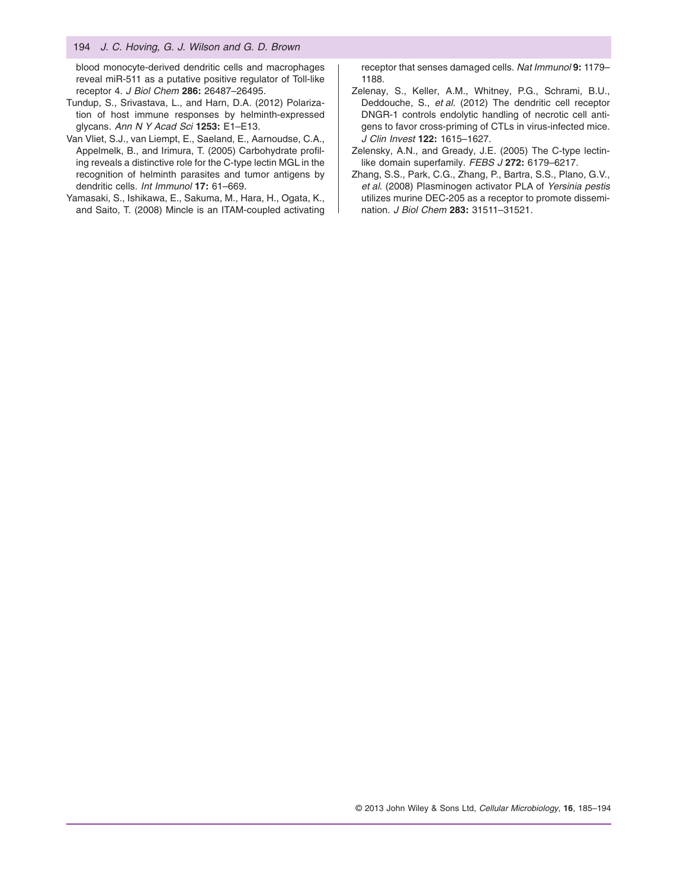blood monocyte-derived dendritic cells and macrophages reveal miR-511 as a putative positive regulator of Toll-like receptor 4. *J Biol Chem* **286:** 26487–26495.

Tundup, S., Srivastava, L., and Harn, D.A. (2012) Polarization of host immune responses by helminth-expressed glycans. *Ann N Y Acad Sci* **1253:** E1–E13.

Van Vliet, S.J., van Liempt, E., Saeland, E., Aarnoudse, C.A., Appelmelk, B., and Irimura, T. (2005) Carbohydrate profiling reveals a distinctive role for the C-type lectin MGL in the recognition of helminth parasites and tumor antigens by dendritic cells. *Int Immunol* **17:** 61–669.

Yamasaki, S., Ishikawa, E., Sakuma, M., Hara, H., Ogata, K., and Saito, T. (2008) Mincle is an ITAM-coupled activating receptor that senses damaged cells. *Nat Immunol* **9:** 1179–1188.

Zelenay, S., Keller, A.M., Whitney, P.G., Schrami, B.U., Deddouche, S., *et al.* (2012) The dendritic cell receptor DNGR-1 controls endolytic handling of necrotic cell antigens to favor cross-priming of CTLs in virus-infected mice. *J Clin Invest* **122:** 1615–1627.

Zelensky, A.N., and Gready, J.E. (2005) The C-type lectin-like domain superfamily. *FEBS J* **272:** 6179–6217.

Zhang, S.S., Park, C.G., Zhang, P., Bartra, S.S., Plano, G.V., *et al.* (2008) Plasminogen activator PLA of *Yersinia pestis* utilizes murine DEC-205 as a receptor to promote dissemination. *J Biol Chem* **283:** 31511–31521.